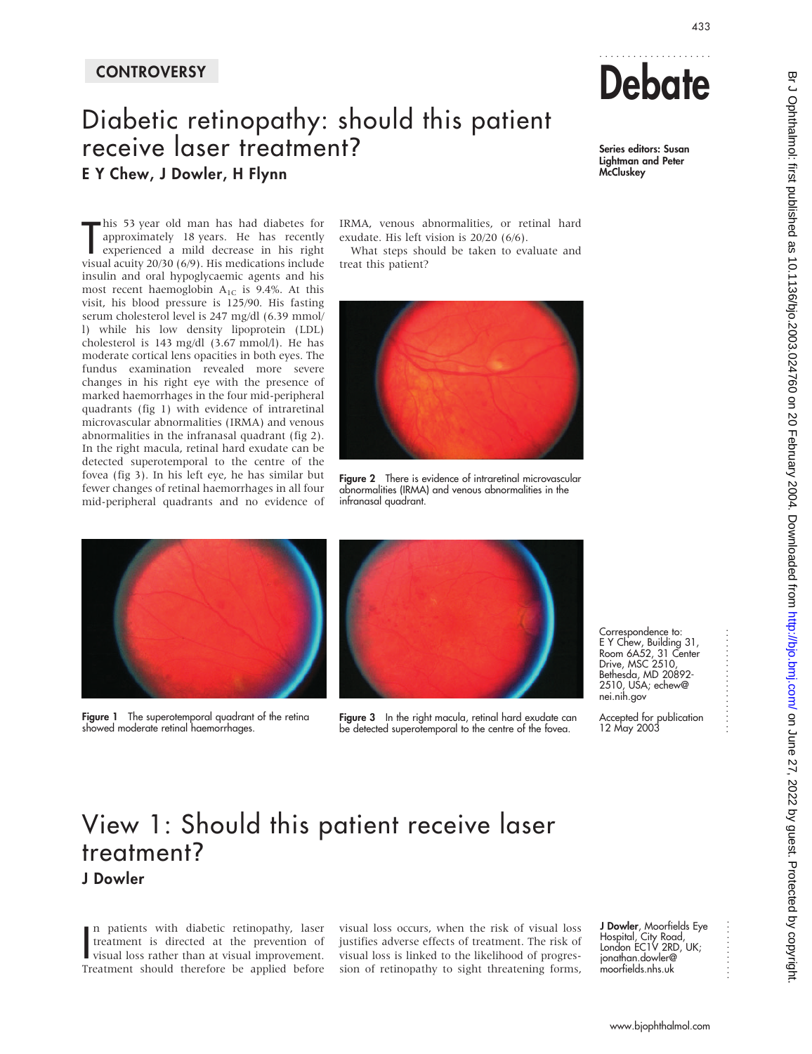CONTROVERSY

# Debate

Series editors: Susan Lightman and Peter McCluskey

# Diabetic retinopathy: should this patient receive laser treatment?

**E Y Chew, J Dowler, H Flynn**

This 53 year old man has had diabetes for approximately 18 years. He has recently experienced a mild decrease in his right visual acuity 20/30 (6/9). His medications include insulin and oral hypoglycaemic agents and his most recent haemoglobin $A_{1C}$ is 9.4%. At this visit, his blood pressure is 125/90. His fasting serum cholesterol level is 247 mg/dl (6.39 mmol/l) while his low density lipoprotein (LDL) cholesterol is 143 mg/dl (3.67 mmol/l). He has moderate cortical lens opacities in both eyes. The fundus examination revealed more severe changes in his right eye with the presence of marked haemorrhages in the four mid-peripheral quadrants (fig 1) with evidence of intraretinal microvascular abnormalities (IRMA) and venous abnormalities in the infranasal quadrant (fig 2). In the right macula, retinal hard exudate can be detected superotemporal to the centre of the fovea (fig 3). In his left eye, he has similar but fewer changes of retinal haemorrhages in all four mid-peripheral quadrants and no evidence of IRMA, venous abnormalities, or retinal hard exudate. His left vision is 20/20 (6/6).

What steps should be taken to evaluate and treat this patient?

**Figure 2** There is evidence of intraretinal microvascular abnormalities (IRMA) and venous abnormalities in the infranasal quadrant.

**Figure 1** The superotemporal quadrant of the retina showed moderate retinal haemorrhages.

**Figure 3** In the right macula, retinal hard exudate can be detected superotemporal to the centre of the fovea.

Correspondence to: E Y Chew, Building 31, Room 6A52, 31 Center Drive, MSC 2510, Bethesda, MD 20892-2510, USA; echew@nei.nih.gov

Accepted for publication 12 May 2003

## View 1: Should this patient receive laser treatment?

**J Dowler**

In patients with diabetic retinopathy, laser treatment is directed at the prevention of visual loss rather than at visual improvement. Treatment should therefore be applied before visual loss occurs, when the risk of visual loss justifies adverse effects of treatment. The risk of visual loss is linked to the likelihood of progression of retinopathy to sight threatening forms,

**J Dowler**, Moorfields Eye Hospital, City Road, London EC1V 2RD, UK; jonathan.dowler@moorfields.nhs.uk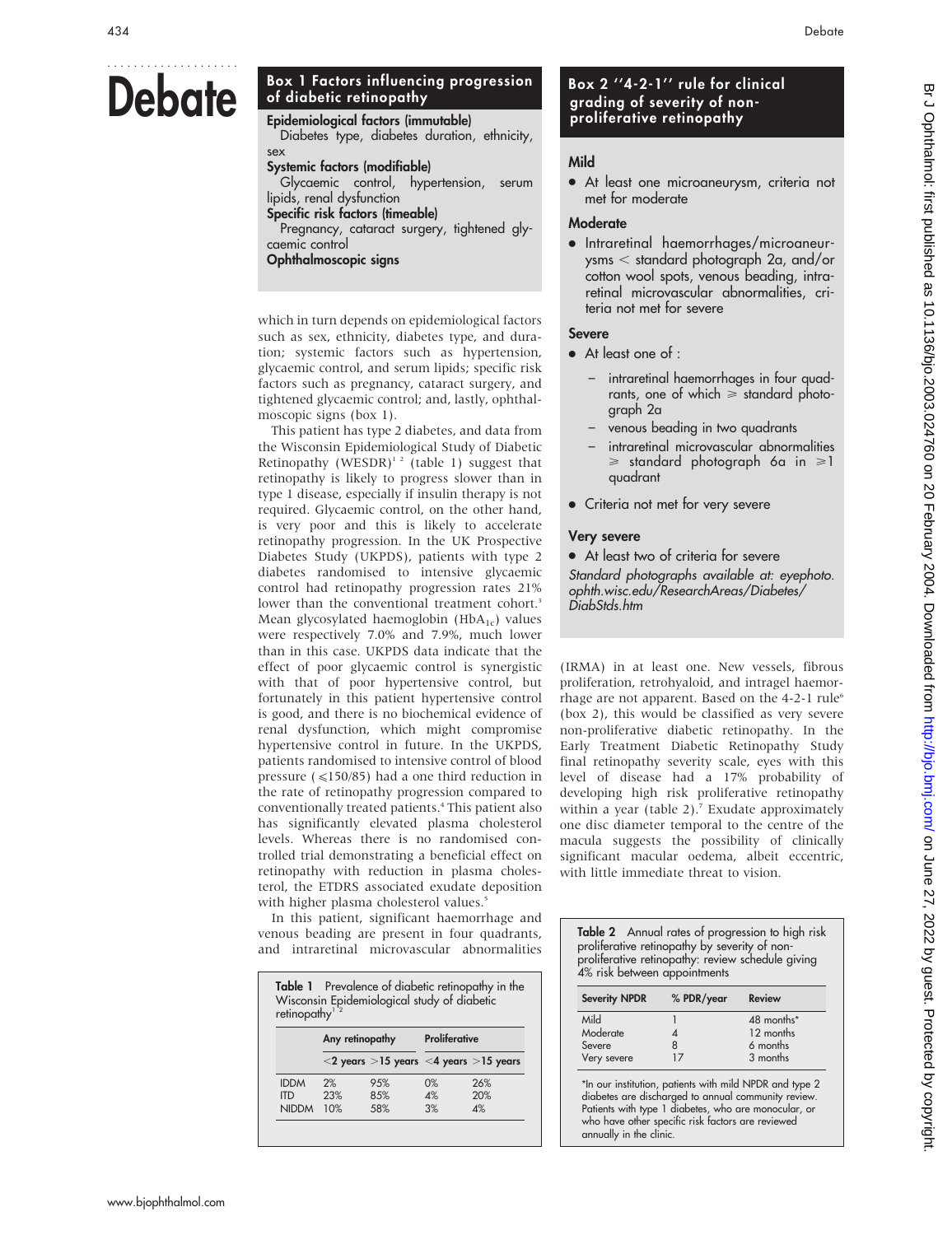# Debate

### Box 1 Factors influencing progression of diabetic retinopathy

**Epidemiological factors (immutable)**
Diabetes type, diabetes duration, ethnicity, sex

**Systemic factors (modifiable)**
Glycaemic control, hypertension, serum lipids, renal dysfunction

**Specific risk factors (timeable)**
Pregnancy, cataract surgery, tightened glycaemic control

**Ophthalmoscopic signs**

which in turn depends on epidemiological factors such as sex, ethnicity, diabetes type, and duration; systemic factors such as hypertension, glycaemic control, and serum lipids; specific risk factors such as pregnancy, cataract surgery, and tightened glycaemic control; and, lastly, ophthalmoscopic signs (box 1).

This patient has type 2 diabetes, and data from the Wisconsin Epidemiological Study of Diabetic Retinopathy (WESDR)[1 2] (table 1) suggest that retinopathy is likely to progress slower than in type 1 disease, especially if insulin therapy is not required. Glycaemic control, on the other hand, is very poor and this is likely to accelerate retinopathy progression. In the UK Prospective Diabetes Study (UKPDS), patients with type 2 diabetes randomised to intensive glycaemic control had retinopathy progression rates 21% lower than the conventional treatment cohort.[3] Mean glycosylated haemoglobin ($HbA_{1c}$) values were respectively 7.0% and 7.9%, much lower than in this case. UKPDS data indicate that the effect of poor glycaemic control is synergistic with that of poor hypertensive control, but fortunately in this patient hypertensive control is good, and there is no biochemical evidence of renal dysfunction, which might compromise hypertensive control in future. In the UKPDS, patients randomised to intensive control of blood pressure (⩽150/85) had a one third reduction in the rate of retinopathy progression compared to conventionally treated patients.[4] This patient also has significantly elevated plasma cholesterol levels. Whereas there is no randomised controlled trial demonstrating a beneficial effect on retinopathy with reduction in plasma cholesterol, the ETDRS associated exudate deposition with higher plasma cholesterol values.[5]

In this patient, significant haemorrhage and venous beading are present in four quadrants, and intraretinal microvascular abnormalities

**Table 1** Prevalence of diabetic retinopathy in the Wisconsin Epidemiological study of diabetic retinopathy[1 2]

| | Any retinopathy | | Proliferative | |
|---|---|---|---|---|
| | <2 years | >15 years | <4 years | >15 years |
| IDDM | 2% | 95% | 0% | 26% |
| ITD | 23% | 85% | 4% | 20% |
| NIDDM | 10% | 58% | 3% | 4% |

### Box 2 "4-2-1" rule for clinical grading of severity of non-proliferative retinopathy

**Mild**

- At least one microaneurysm, criteria not met for moderate

**Moderate**

- Intraretinal haemorrhages/microaneurysms < standard photograph 2a, and/or cotton wool spots, venous beading, intraretinal microvascular abnormalities, criteria not met for severe

**Severe**

- At least one of :
  - intraretinal haemorrhages in four quadrants, one of which ⩾ standard photograph 2a
  - venous beading in two quadrants
  - intraretinal microvascular abnormalities ⩾ standard photograph 6a in ⩾1 quadrant
- Criteria not met for very severe

**Very severe**

- At least two of criteria for severe

*Standard photographs available at: eyephoto.ophth.wisc.edu/ResearchAreas/Diabetes/DiabStds.htm*

(IRMA) in at least one. New vessels, fibrous proliferation, retrohyaloid, and intragel haemorrhage are not apparent. Based on the 4-2-1 rule[6] (box 2), this would be classified as very severe non-proliferative diabetic retinopathy. In the Early Treatment Diabetic Retinopathy Study final retinopathy severity scale, eyes with this level of disease had a 17% probability of developing high risk proliferative retinopathy within a year (table 2).[7] Exudate approximately one disc diameter temporal to the centre of the macula suggests the possibility of clinically significant macular oedema, albeit eccentric, with little immediate threat to vision.

**Table 2** Annual rates of progression to high risk proliferative retinopathy by severity of non-proliferative retinopathy: review schedule giving 4% risk between appointments

| Severity NPDR | % PDR/year | Review |
|---|---|---|
| Mild | 1 | 48 months* |
| Moderate | 4 | 12 months |
| Severe | 8 | 6 months |
| Very severe | 17 | 3 months |

*In our institution, patients with mild NPDR and type 2 diabetes are discharged to annual community review. Patients with type 1 diabetes, who are monocular, or who have other specific risk factors are reviewed annually in the clinic.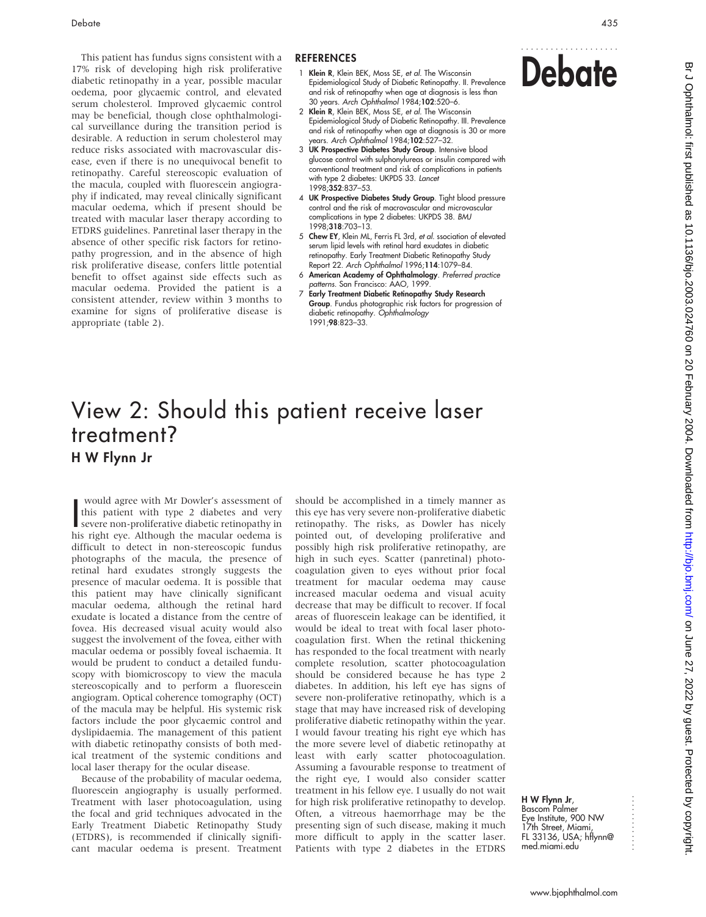This patient has fundus signs consistent with a 17% risk of developing high risk proliferative diabetic retinopathy in a year, possible macular oedema, poor glycaemic control, and elevated serum cholesterol. Improved glycaemic control may be beneficial, though close ophthalmological surveillance during the transition period is desirable. A reduction in serum cholesterol may reduce risks associated with macrovascular disease, even if there is no unequivocal benefit to retinopathy. Careful stereoscopic evaluation of the macula, coupled with fluorescein angiography if indicated, may reveal clinically significant macular oedema, which if present should be treated with macular laser therapy according to ETDRS guidelines. Panretinal laser therapy in the absence of other specific risk factors for retinopathy progression, and in the absence of high risk proliferative disease, confers little potential benefit to offset against side effects such as macular oedema. Provided the patient is a consistent attender, review within 3 months to examine for signs of proliferative disease is appropriate (table 2).

## REFERENCES

1. **Klein R**, Klein BEK, Moss SE, *et al*. The Wisconsin Epidemiological Study of Diabetic Retinopathy. II. Prevalence and risk of retinopathy when age at diagnosis is less than 30 years. *Arch Ophthalmol* 1984;**102**:520–6.
2. **Klein R**, Klein BEK, Moss SE, *et al*. The Wisconsin Epidemiological Study of Diabetic Retinopathy. III. Prevalence and risk of retinopathy when age at diagnosis is 30 or more years. *Arch Ophthalmol* 1984;**102**:527–32.
3. **UK Prospective Diabetes Study Group**. Intensive blood glucose control with sulphonylureas or insulin compared with conventional treatment and risk of complications in patients with type 2 diabetes: UKPDS 33. *Lancet* 1998;**352**:837–53.
4. **UK Prospective Diabetes Study Group**. Tight blood pressure control and the risk of macrovascular and microvascular complications in type 2 diabetes: UKPDS 38. *BMJ* 1998;**318**:703–13.
5. **Chew EY**, Klein ML, Ferris FL 3rd, *et al*. ssociation of elevated serum lipid levels with retinal hard exudates in diabetic retinopathy. Early Treatment Diabetic Retinopathy Study Report 22. *Arch Ophthalmol* 1996;**114**:1079–84.
6. **American Academy of Ophthalmology**. *Preferred practice patterns*. San Francisco: AAO, 1999.
7. **Early Treatment Diabetic Retinopathy Study Research Group**. Fundus photographic risk factors for progression of diabetic retinopathy. *Ophthalmology* 1991;**98**:823–33.

# View 2: Should this patient receive laser treatment?

## H W Flynn Jr

I would agree with Mr Dowler's assessment of this patient with type 2 diabetes and very severe non-proliferative diabetic retinopathy in his right eye. Although the macular oedema is difficult to detect in non-stereoscopic fundus photographs of the macula, the presence of retinal hard exudates strongly suggests the presence of macular oedema. It is possible that this patient may have clinically significant macular oedema, although the retinal hard exudate is located a distance from the centre of fovea. His decreased visual acuity would also suggest the involvement of the fovea, either with macular oedema or possibly foveal ischaemia. It would be prudent to conduct a detailed funduscopy with biomicroscopy to view the macula stereoscopically and to perform a fluorescein angiogram. Optical coherence tomography (OCT) of the macula may be helpful. His systemic risk factors include the poor glycaemic control and dyslipidaemia. The management of this patient with diabetic retinopathy consists of both medical treatment of the systemic conditions and local laser therapy for the ocular disease.

Because of the probability of macular oedema, fluorescein angiography is usually performed. Treatment with laser photocoagulation, using the focal and grid techniques advocated in the Early Treatment Diabetic Retinopathy Study (ETDRS), is recommended if clinically significant macular oedema is present. Treatment should be accomplished in a timely manner as this eye has very severe non-proliferative diabetic retinopathy. The risks, as Dowler has nicely pointed out, of developing proliferative and possibly high risk proliferative retinopathy, are high in such eyes. Scatter (panretinal) photocoagulation given to eyes without prior focal treatment for macular oedema may cause increased macular oedema and visual acuity decrease that may be difficult to recover. If focal areas of fluorescein leakage can be identified, it would be ideal to treat with focal laser photocoagulation first. When the retinal thickening has responded to the focal treatment with nearly complete resolution, scatter photocoagulation should be considered because he has type 2 diabetes. In addition, his left eye has signs of severe non-proliferative retinopathy, which is a stage that may have increased risk of developing proliferative diabetic retinopathy within the year. I would favour treating his right eye which has the more severe level of diabetic retinopathy at least with early scatter photocoagulation. Assuming a favourable response to treatment of the right eye, I would also consider scatter treatment in his fellow eye. I usually do not wait for high risk proliferative retinopathy to develop. Often, a vitreous haemorrhage may be the presenting sign of such disease, making it much more difficult to apply in the scatter laser. Patients with type 2 diabetes in the ETDRS

**H W Flynn Jr**, Bascom Palmer Eye Institute, 900 NW 17th Street, Miami, FL 33136, USA; hflynn@med.miami.edu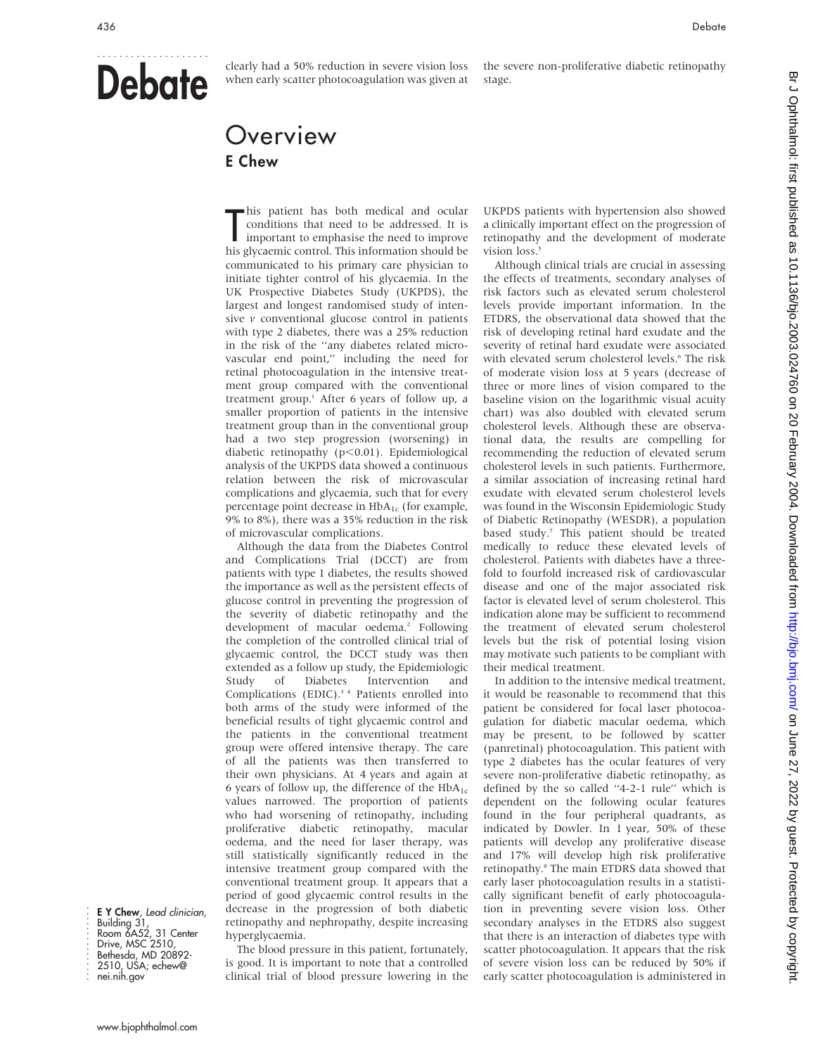clearly had a 50% reduction in severe vision loss when early scatter photocoagulation was given at the severe non-proliferative diabetic retinopathy stage.

# Overview

**E Chew**

This patient has both medical and ocular conditions that need to be addressed. It is important to emphasise the need to improve his glycaemic control. This information should be communicated to his primary care physician to initiate tighter control of his glycaemia. In the UK Prospective Diabetes Study (UKPDS), the largest and longest randomised study of intensive *v* conventional glucose control in patients with type 2 diabetes, there was a 25% reduction in the risk of the "any diabetes related microvascular end point," including the need for retinal photocoagulation in the intensive treatment group compared with the conventional treatment group.[1] After 6 years of follow up, a smaller proportion of patients in the intensive treatment group than in the conventional group had a two step progression (worsening) in diabetic retinopathy ($p<0.01$). Epidemiological analysis of the UKPDS data showed a continuous relation between the risk of microvascular complications and glycaemia, such that for every percentage point decrease in $HbA_{1c}$ (for example, 9% to 8%), there was a 35% reduction in the risk of microvascular complications.

Although the data from the Diabetes Control and Complications Trial (DCCT) are from patients with type 1 diabetes, the results showed the importance as well as the persistent effects of glucose control in preventing the progression of the severity of diabetic retinopathy and the development of macular oedema.[2] Following the completion of the controlled clinical trial of glycaemic control, the DCCT study was then extended as a follow up study, the Epidemiologic Study of Diabetes Intervention and Complications (EDIC).[3,4] Patients enrolled into both arms of the study were informed of the beneficial results of tight glycaemic control and the patients in the conventional treatment group were offered intensive therapy. The care of all the patients was then transferred to their own physicians. At 4 years and again at 6 years of follow up, the difference of the $HbA_{1c}$ values narrowed. The proportion of patients who had worsening of retinopathy, including proliferative diabetic retinopathy, macular oedema, and the need for laser therapy, was still statistically significantly reduced in the intensive treatment group compared with the conventional treatment group. It appears that a period of good glycaemic control results in the decrease in the progression of both diabetic retinopathy and nephropathy, despite increasing hyperglycaemia.

The blood pressure in this patient, fortunately, is good. It is important to note that a controlled clinical trial of blood pressure lowering in the UKPDS patients with hypertension also showed a clinically important effect on the progression of retinopathy and the development of moderate vision loss.[5]

Although clinical trials are crucial in assessing the effects of treatments, secondary analyses of risk factors such as elevated serum cholesterol levels provide important information. In the ETDRS, the observational data showed that the risk of developing retinal hard exudate and the severity of retinal hard exudate were associated with elevated serum cholesterol levels.[6] The risk of moderate vision loss at 5 years (decrease of three or more lines of vision compared to the baseline vision on the logarithmic visual acuity chart) was also doubled with elevated serum cholesterol levels. Although these are observational data, the results are compelling for recommending the reduction of elevated serum cholesterol levels in such patients. Furthermore, a similar association of increasing retinal hard exudate with elevated serum cholesterol levels was found in the Wisconsin Epidemiologic Study of Diabetic Retinopathy (WESDR), a population based study.[7] This patient should be treated medically to reduce these elevated levels of cholesterol. Patients with diabetes have a threefold to fourfold increased risk of cardiovascular disease and one of the major associated risk factor is elevated level of serum cholesterol. This indication alone may be sufficient to recommend the treatment of elevated serum cholesterol levels but the risk of potential losing vision may motivate such patients to be compliant with their medical treatment.

In addition to the intensive medical treatment, it would be reasonable to recommend that this patient be considered for focal laser photocoagulation for diabetic macular oedema, which may be present, to be followed by scatter (panretinal) photocoagulation. This patient with type 2 diabetes has the ocular features of very severe non-proliferative diabetic retinopathy, as defined by the so called "4-2-1 rule" which is dependent on the following ocular features found in the four peripheral quadrants, as indicated by Dowler. In 1 year, 50% of these patients will develop any proliferative disease and 17% will develop high risk proliferative retinopathy.[8] The main ETDRS data showed that early laser photocoagulation results in a statistically significant benefit of early photocoagulation in preventing severe vision loss. Other secondary analyses in the ETDRS also suggest that there is an interaction of diabetes type with scatter photocoagulation. It appears that the risk of severe vision loss can be reduced by 50% if early scatter photocoagulation is administered in

**E Y Chew**, *Lead clinician*, Building 31, Room 6A52, 31 Center Drive, MSC 2510, Bethesda, MD 20892-2510, USA; echew@nei.nih.gov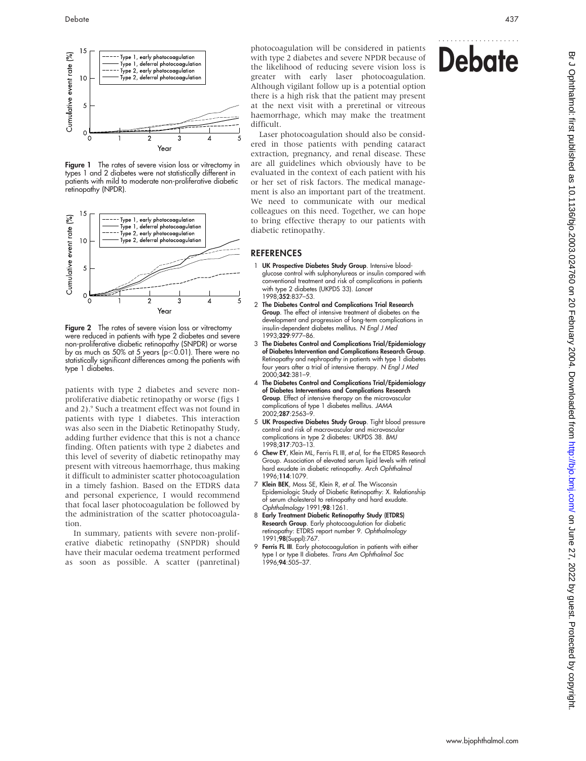15
Type 1, early photocoagulation
Type 1, deferral photocoagulation
Type 2, early photocoagulation
Type 2, deferral photocoagulation
Cumulative event rate (%)
10
5
0
0 1 2 3 4 5
Year

**Figure 1** The rates of severe vision loss or vitrectomy in types 1 and 2 diabetes were not statistically different in patients with mild to moderate non-proliferative diabetic retinopathy (NPDR).

15
Type 1, early photocoagulation
Type 1, deferral photocoagulation
Type 2, early photocoagulation
Type 2, deferral photocoagulation
Cumulative event rate (%)
10
5
0
0 1 2 3 4 5
Year

**Figure 2** The rates of severe vision loss or vitrectomy were reduced in patients with type 2 diabetes and severe non-proliferative diabetic retinopathy (SNPDR) or worse by as much as 50% at 5 years ($p<0.01$). There were no statistically significant differences among the patients with type 1 diabetes.

patients with type 2 diabetes and severe non-proliferative diabetic retinopathy or worse (figs 1 and 2).[9] Such a treatment effect was not found in patients with type 1 diabetes. This interaction was also seen in the Diabetic Retinopathy Study, adding further evidence that this is not a chance finding. Often patients with type 2 diabetes and this level of severity of diabetic retinopathy may present with vitreous haemorrhage, thus making it difficult to administer scatter photocoagulation in a timely fashion. Based on the ETDRS data and personal experience, I would recommend that focal laser photocoagulation be followed by the administration of the scatter photocoagulation.

In summary, patients with severe non-proliferative diabetic retinopathy (SNPDR) should have their macular oedema treatment performed as soon as possible. A scatter (panretinal) photocoagulation will be considered in patients with type 2 diabetes and severe NPDR because of the likelihood of reducing severe vision loss is greater with early laser photocoagulation. Although vigilant follow up is a potential option there is a high risk that the patient may present at the next visit with a preretinal or vitreous haemorrhage, which may make the treatment difficult.

Laser photocoagulation should also be considered in those patients with pending cataract extraction, pregnancy, and renal disease. These are all guidelines which obviously have to be evaluated in the context of each patient with his or her set of risk factors. The medical management is also an important part of the treatment. We need to communicate with our medical colleagues on this need. Together, we can hope to bring effective therapy to our patients with diabetic retinopathy.

## REFERENCES

1. **UK Prospective Diabetes Study Group**. Intensive blood-glucose control with sulphonylureas or insulin compared with conventional treatment and risk of complications in patients with type 2 diabetes (UKPDS 33). *Lancet* 1998;**352**:837–53.
2. **The Diabetes Control and Complications Trial Research Group**. The effect of intensive treatment of diabetes on the development and progression of long-term complications in insulin-dependent diabetes mellitus. *N Engl J Med* 1993;**329**:977–86.
3. **The Diabetes Control and Complications Trial/Epidemiology of Diabetes Intervention and Complications Research Group**. Retinopathy and nephropathy in patients with type 1 diabetes four years after a trial of intensive therapy. *N Engl J Med* 2000;**342**:381–9.
4. **The Diabetes Control and Complications Trial/Epidemiology of Diabetes Interventions and Complications Research Group**. Effect of intensive therapy on the microvascular complications of type 1 diabetes mellitus. *JAMA* 2002;**287**:2563–9.
5. **UK Prospective Diabetes Study Group**. Tight blood pressure control and risk of macrovascular and microvascular complications in type 2 diabetes: UKPDS 38. *BMJ* 1998;**317**:703–13.
6. **Chew EY**, Klein ML, Ferris FL III, *et al*, for the ETDRS Research Group. Association of elevated serum lipid levels with retinal hard exudate in diabetic retinopathy. *Arch Ophthalmol* 1996;**114**:1079.
7. **Klein BEK**, Moss SE, Klein R, *et al*. The Wisconsin Epidemiologic Study of Diabetic Retinopathy: X. Relationship of serum cholesterol to retinopathy and hard exudate. *Ophthalmology* 1991;**98**:1261.
8. **Early Treatment Diabetic Retinopathy Study (ETDRS) Research Group**. Early photocoagulation for diabetic retinopathy: ETDRS report number 9. *Ophthalmology* 1991;**98**(Suppl):767.
9. **Ferris FL III**. Early photocoagulation in patients with either type I or type II diabetes. *Trans Am Ophthalmol Soc* 1996;**94**:505–37.